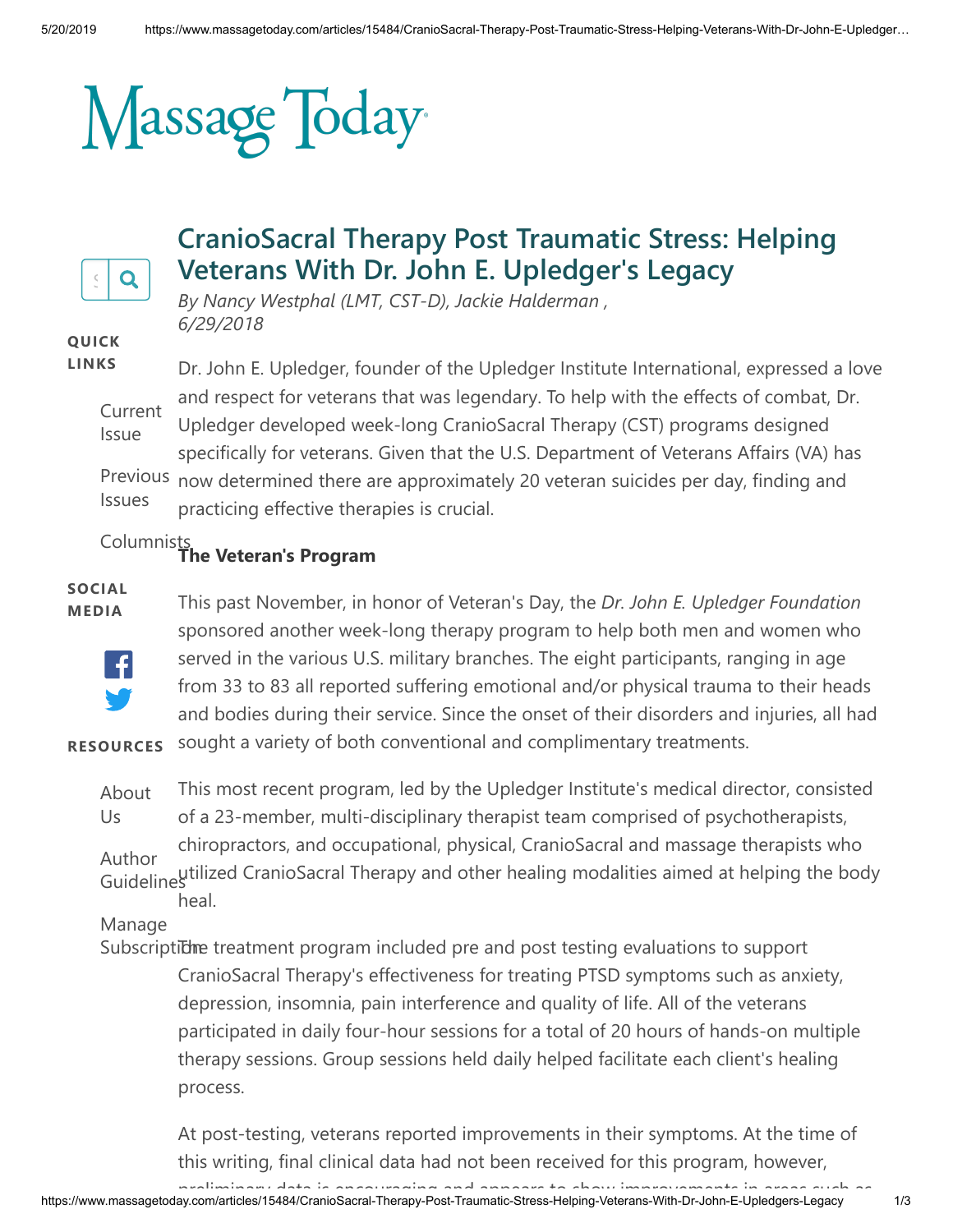# Massage Today

## CranioSacral Therapy Post Traumatic Stress: Helping Veterans With Dr. John E. Upledger's Legacy

*By Nancy Westphal (LMT, CST-D), Jackie Halderman , 6/29/2018*

Dr. John E. Upledger, founder of the Upledger Institute International, expressed a love and respect for veterans that was legendary. To help with the effects of combat, Dr. Upledger developed week-long CranioSacral Therapy (CST) programs designed specifically for veterans. Given that the U.S. Department of Veterans Affairs (VA) has now determined there are approximately 20 veteran suicides per day, finding and practicing effective therapies is crucial.

**The Veteran's Program**

This past November, in honor of Veteran's Day, the *Dr. John E. Upledger Foundation* sponsored another week-long therapy program to help both men and women who served in the various U.S. military branches. The eight participants, ranging in age from 33 to 83 all reported suffering emotional and/or physical trauma to their heads and bodies during their service. Since the onset of their disorders and injuries, all had sought a variety of both conventional and complimentary treatments.

This most recent program, led by the Upledger Institute's medical director, consisted of a 23-member, multi-disciplinary therapist team comprised of psychotherapists, chiropractors, and occupational, physical, CranioSacral and massage therapists who utilized CranioSacral Therapy and other healing modalities aimed at helping the body heal.

The treatment program included pre and post testing evaluations to support CranioSacral Therapy's effectiveness for treating PTSD symptoms such as anxiety, depression, insomnia, pain interference and quality of life. All of the veterans participated in daily four-hour sessions for a total of 20 hours of hands-on multiple therapy sessions. Group sessions held daily helped facilitate each client's healing process.

At post-testing, veterans reported improvements in their symptoms. At the time of this writing, final clinical data had not been received for this program, however, preliminary data is encouraging and appears to show improvements in areas such as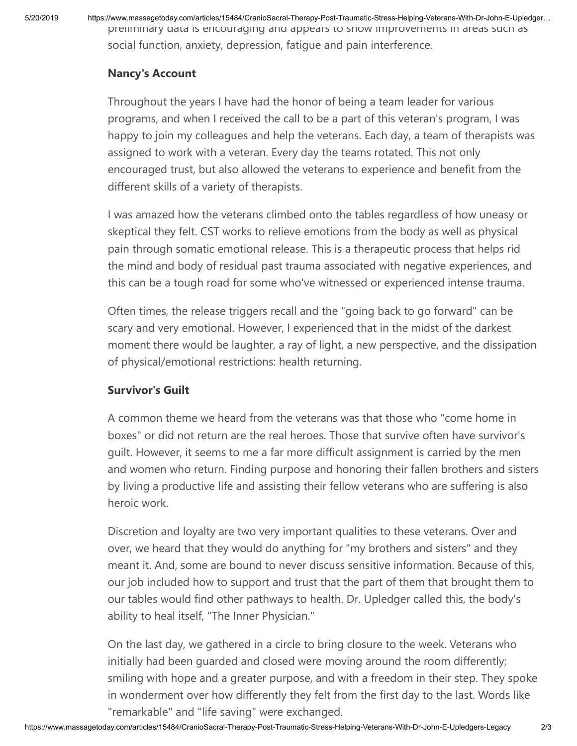preliminary data is encouraging and appears to show improvements in areas such as social function, anxiety, depression, fatigue and pain interference.

**Nancy's Account**

Throughout the years I have had the honor of being a team leader for various programs, and when I received the call to be a part of this veteran's program, I was happy to join my colleagues and help the veterans. Each day, a team of therapists was assigned to work with a veteran. Every day the teams rotated. This not only encouraged trust, but also allowed the veterans to experience and benefit from the different skills of a variety of therapists.

I was amazed how the veterans climbed onto the tables regardless of how uneasy or skeptical they felt. CST works to relieve emotions from the body as well as physical pain through somatic emotional release. This is a therapeutic process that helps rid the mind and body of residual past trauma associated with negative experiences, and this can be a tough road for some who've witnessed or experienced intense trauma.

Often times, the release triggers recall and the "going back to go forward" can be scary and very emotional. However, I experienced that in the midst of the darkest moment there would be laughter, a ray of light, a new perspective, and the dissipation of physical/emotional restrictions: health returning.

**Survivor's Guilt**

A common theme we heard from the veterans was that those who "come home in boxes" or did not return are the real heroes. Those that survive often have survivor's guilt. However, it seems to me a far more difficult assignment is carried by the men and women who return. Finding purpose and honoring their fallen brothers and sisters by living a productive life and assisting their fellow veterans who are suffering is also heroic work.

Discretion and loyalty are two very important qualities to these veterans. Over and over, we heard that they would do anything for "my brothers and sisters" and they meant it. And, some are bound to never discuss sensitive information. Because of this, our job included how to support and trust that the part of them that brought them to our tables would find other pathways to health. Dr. Upledger called this, the body's ability to heal itself, "The Inner Physician."

On the last day, we gathered in a circle to bring closure to the week. Veterans who initially had been guarded and closed were moving around the room differently; smiling with hope and a greater purpose, and with a freedom in their step. They spoke in wonderment over how differently they felt from the first day to the last. Words like "remarkable" and "life saving" were exchanged.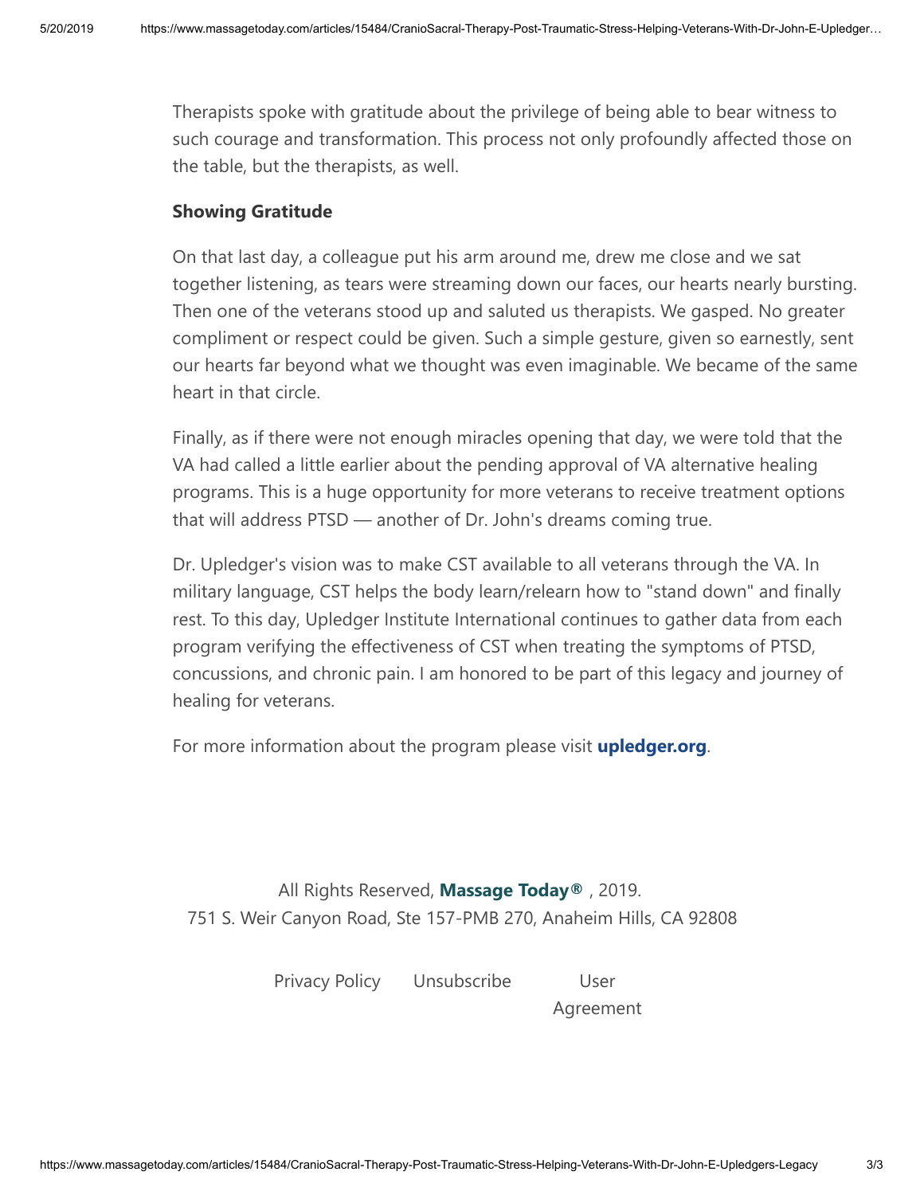Therapists spoke with gratitude about the privilege of being able to bear witness to such courage and transformation. This process not only profoundly affected those on the table, but the therapists, as well.

### Showing Gratitude

On that last day, a colleague put his arm around me, drew me close and we sat together listening, as tears were streaming down our faces, our hearts nearly bursting. Then one of the veterans stood up and saluted us therapists. We gasped. No greater compliment or respect could be given. Such a simple gesture, given so earnestly, sent our hearts far beyond what we thought was even imaginable. We became of the same heart in that circle.

Finally, as if there were not enough miracles opening that day, we were told that the VA had called a little earlier about the pending approval of VA alternative healing programs. This is a huge opportunity for more veterans to receive treatment options that will address PTSD — another of Dr. John's dreams coming true.

Dr. Upledger's vision was to make CST available to all veterans through the VA. In military language, CST helps the body learn/relearn how to "stand down" and finally rest. To this day, Upledger Institute International continues to gather data from each program verifying the effectiveness of CST when treating the symptoms of PTSD, concussions, and chronic pain. I am honored to be part of this legacy and journey of healing for veterans.

For more information about the program please visit **upledger.org**.

All Rights Reserved, **Massage Today®** , 2019.
751 S. Weir Canyon Road, Ste 157-PMB 270, Anaheim Hills, CA 92808

Privacy Policy    Unsubscribe    User Agreement